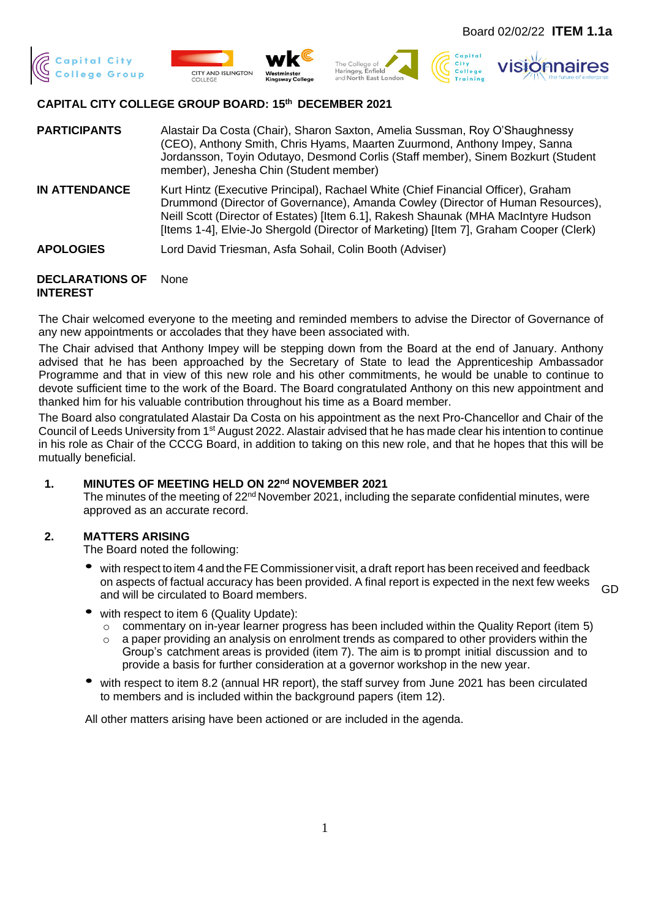Board 02/02/22 **ITEM 1.1a**

Capital City College Group | City and Islington College | Westminster Kingsway College | The College of Haringey, Enfield and North East London | Capital City College Training | visionnaires the future of enterprise

## CAPITAL CITY COLLEGE GROUP BOARD: 15th DECEMBER 2021

**PARTICIPANTS** Alastair Da Costa (Chair), Sharon Saxton, Amelia Sussman, Roy O'Shaughnessy (CEO), Anthony Smith, Chris Hyams, Maarten Zuurmond, Anthony Impey, Sanna Jordansson, Toyin Odutayo, Desmond Corlis (Staff member), Sinem Bozkurt (Student member), Jenesha Chin (Student member)

**IN ATTENDANCE** Kurt Hintz (Executive Principal), Rachael White (Chief Financial Officer), Graham Drummond (Director of Governance), Amanda Cowley (Director of Human Resources), Neill Scott (Director of Estates) [Item 6.1], Rakesh Shaunak (MHA MacIntyre Hudson [Items 1-4], Elvie-Jo Shergold (Director of Marketing) [Item 7], Graham Cooper (Clerk)

**APOLOGIES** Lord David Triesman, Asfa Sohail, Colin Booth (Adviser)

**DECLARATIONS OF INTEREST** None

The Chair welcomed everyone to the meeting and reminded members to advise the Director of Governance of any new appointments or accolades that they have been associated with.

The Chair advised that Anthony Impey will be stepping down from the Board at the end of January. Anthony advised that he has been approached by the Secretary of State to lead the Apprenticeship Ambassador Programme and that in view of this new role and his other commitments, he would be unable to continue to devote sufficient time to the work of the Board. The Board congratulated Anthony on this new appointment and thanked him for his valuable contribution throughout his time as a Board member.

The Board also congratulated Alastair Da Costa on his appointment as the next Pro-Chancellor and Chair of the Council of Leeds University from 1st August 2022. Alastair advised that he has made clear his intention to continue in his role as Chair of the CCCG Board, in addition to taking on this new role, and that he hopes that this will be mutually beneficial.

### 1. MINUTES OF MEETING HELD ON 22nd NOVEMBER 2021

The minutes of the meeting of 22nd November 2021, including the separate confidential minutes, were approved as an accurate record.

### 2. MATTERS ARISING

The Board noted the following:

- with respect to item 4 and the FE Commissioner visit, a draft report has been received and feedback on aspects of factual accuracy has been provided. A final report is expected in the next few weeks and will be circulated to Board members. **GD**
- with respect to item 6 (Quality Update):
  - commentary on in-year learner progress has been included within the Quality Report (item 5)
  - a paper providing an analysis on enrolment trends as compared to other providers within the Group's catchment areas is provided (item 7). The aim is to prompt initial discussion and to provide a basis for further consideration at a governor workshop in the new year.
- with respect to item 8.2 (annual HR report), the staff survey from June 2021 has been circulated to members and is included within the background papers (item 12).

All other matters arising have been actioned or are included in the agenda.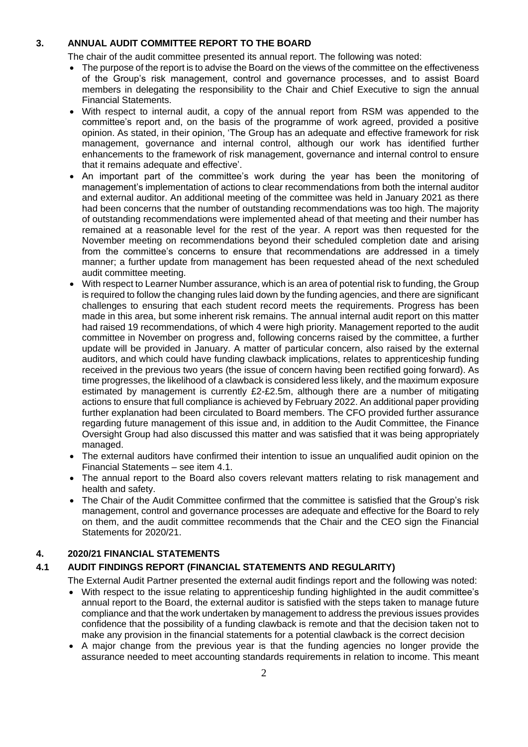## 3. ANNUAL AUDIT COMMITTEE REPORT TO THE BOARD

The chair of the audit committee presented its annual report. The following was noted:

- The purpose of the report is to advise the Board on the views of the committee on the effectiveness of the Group's risk management, control and governance processes, and to assist Board members in delegating the responsibility to the Chair and Chief Executive to sign the annual Financial Statements.
- With respect to internal audit, a copy of the annual report from RSM was appended to the committee's report and, on the basis of the programme of work agreed, provided a positive opinion. As stated, in their opinion, 'The Group has an adequate and effective framework for risk management, governance and internal control, although our work has identified further enhancements to the framework of risk management, governance and internal control to ensure that it remains adequate and effective'.
- An important part of the committee's work during the year has been the monitoring of management's implementation of actions to clear recommendations from both the internal auditor and external auditor. An additional meeting of the committee was held in January 2021 as there had been concerns that the number of outstanding recommendations was too high. The majority of outstanding recommendations were implemented ahead of that meeting and their number has remained at a reasonable level for the rest of the year. A report was then requested for the November meeting on recommendations beyond their scheduled completion date and arising from the committee's concerns to ensure that recommendations are addressed in a timely manner; a further update from management has been requested ahead of the next scheduled audit committee meeting.
- With respect to Learner Number assurance, which is an area of potential risk to funding, the Group is required to follow the changing rules laid down by the funding agencies, and there are significant challenges to ensuring that each student record meets the requirements. Progress has been made in this area, but some inherent risk remains. The annual internal audit report on this matter had raised 19 recommendations, of which 4 were high priority. Management reported to the audit committee in November on progress and, following concerns raised by the committee, a further update will be provided in January. A matter of particular concern, also raised by the external auditors, and which could have funding clawback implications, relates to apprenticeship funding received in the previous two years (the issue of concern having been rectified going forward). As time progresses, the likelihood of a clawback is considered less likely, and the maximum exposure estimated by management is currently £2-£2.5m, although there are a number of mitigating actions to ensure that full compliance is achieved by February 2022. An additional paper providing further explanation had been circulated to Board members. The CFO provided further assurance regarding future management of this issue and, in addition to the Audit Committee, the Finance Oversight Group had also discussed this matter and was satisfied that it was being appropriately managed.
- The external auditors have confirmed their intention to issue an unqualified audit opinion on the Financial Statements – see item 4.1.
- The annual report to the Board also covers relevant matters relating to risk management and health and safety.
- The Chair of the Audit Committee confirmed that the committee is satisfied that the Group's risk management, control and governance processes are adequate and effective for the Board to rely on them, and the audit committee recommends that the Chair and the CEO sign the Financial Statements for 2020/21.

## 4. 2020/21 FINANCIAL STATEMENTS

### 4.1 AUDIT FINDINGS REPORT (FINANCIAL STATEMENTS AND REGULARITY)

The External Audit Partner presented the external audit findings report and the following was noted:

- With respect to the issue relating to apprenticeship funding highlighted in the audit committee's annual report to the Board, the external auditor is satisfied with the steps taken to manage future compliance and that the work undertaken by management to address the previous issues provides confidence that the possibility of a funding clawback is remote and that the decision taken not to make any provision in the financial statements for a potential clawback is the correct decision
- A major change from the previous year is that the funding agencies no longer provide the assurance needed to meet accounting standards requirements in relation to income. This meant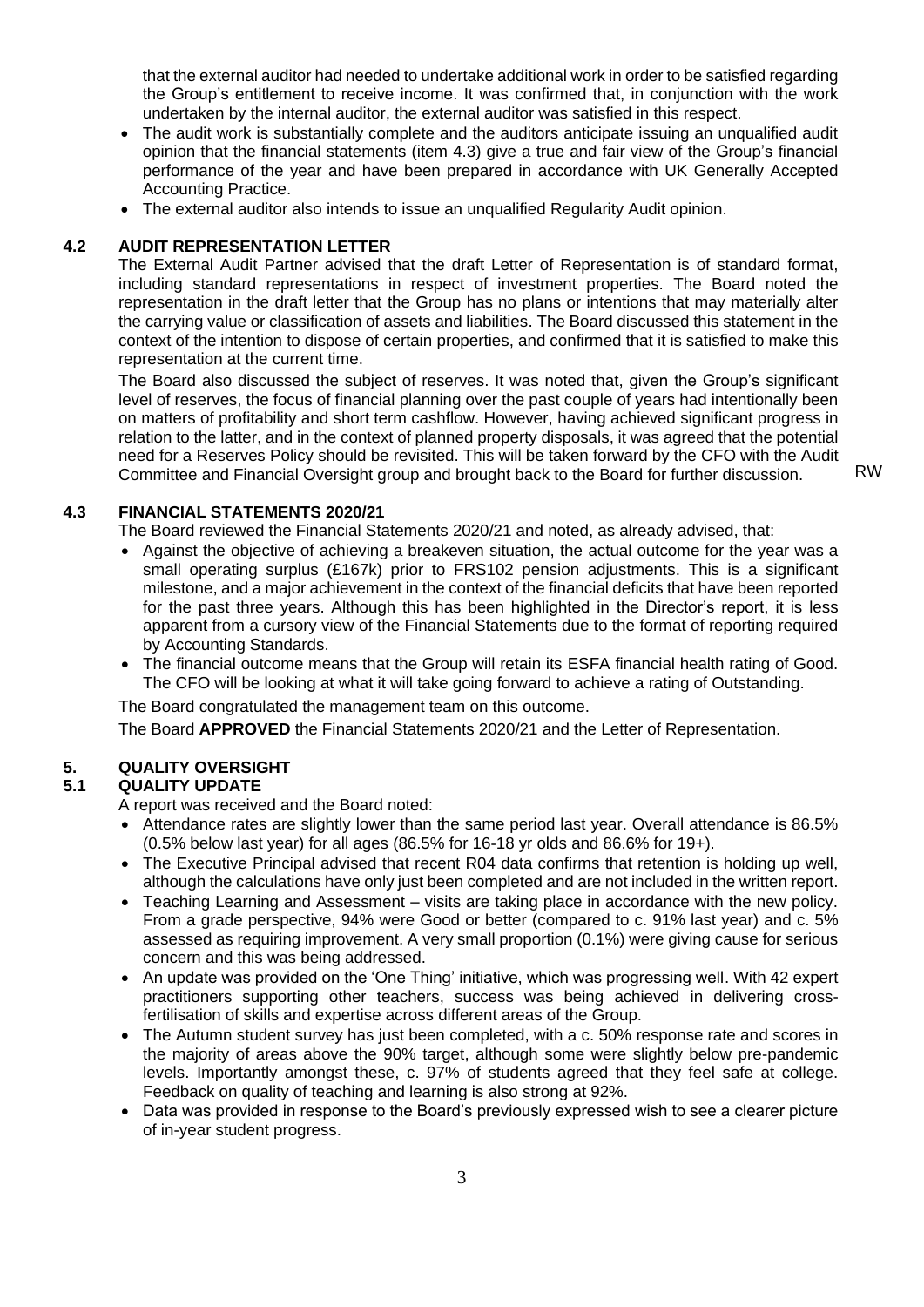that the external auditor had needed to undertake additional work in order to be satisfied regarding the Group's entitlement to receive income. It was confirmed that, in conjunction with the work undertaken by the internal auditor, the external auditor was satisfied in this respect.

- The audit work is substantially complete and the auditors anticipate issuing an unqualified audit opinion that the financial statements (item 4.3) give a true and fair view of the Group's financial performance of the year and have been prepared in accordance with UK Generally Accepted Accounting Practice.
- The external auditor also intends to issue an unqualified Regularity Audit opinion.

**4.2 AUDIT REPRESENTATION LETTER**

The External Audit Partner advised that the draft Letter of Representation is of standard format, including standard representations in respect of investment properties. The Board noted the representation in the draft letter that the Group has no plans or intentions that may materially alter the carrying value or classification of assets and liabilities. The Board discussed this statement in the context of the intention to dispose of certain properties, and confirmed that it is satisfied to make this representation at the current time.

The Board also discussed the subject of reserves. It was noted that, given the Group's significant level of reserves, the focus of financial planning over the past couple of years had intentionally been on matters of profitability and short term cashflow. However, having achieved significant progress in relation to the latter, and in the context of planned property disposals, it was agreed that the potential need for a Reserves Policy should be revisited. This will be taken forward by the CFO with the Audit Committee and Financial Oversight group and brought back to the Board for further discussion. RW

**4.3 FINANCIAL STATEMENTS 2020/21**

The Board reviewed the Financial Statements 2020/21 and noted, as already advised, that:

- Against the objective of achieving a breakeven situation, the actual outcome for the year was a small operating surplus (£167k) prior to FRS102 pension adjustments. This is a significant milestone, and a major achievement in the context of the financial deficits that have been reported for the past three years. Although this has been highlighted in the Director's report, it is less apparent from a cursory view of the Financial Statements due to the format of reporting required by Accounting Standards.
- The financial outcome means that the Group will retain its ESFA financial health rating of Good. The CFO will be looking at what it will take going forward to achieve a rating of Outstanding.

The Board congratulated the management team on this outcome.

The Board **APPROVED** the Financial Statements 2020/21 and the Letter of Representation.

**5. QUALITY OVERSIGHT**

**5.1 QUALITY UPDATE**

A report was received and the Board noted:

- Attendance rates are slightly lower than the same period last year. Overall attendance is 86.5% (0.5% below last year) for all ages (86.5% for 16-18 yr olds and 86.6% for 19+).
- The Executive Principal advised that recent R04 data confirms that retention is holding up well, although the calculations have only just been completed and are not included in the written report.
- Teaching Learning and Assessment – visits are taking place in accordance with the new policy. From a grade perspective, 94% were Good or better (compared to c. 91% last year) and c. 5% assessed as requiring improvement. A very small proportion (0.1%) were giving cause for serious concern and this was being addressed.
- An update was provided on the 'One Thing' initiative, which was progressing well. With 42 expert practitioners supporting other teachers, success was being achieved in delivering cross-fertilisation of skills and expertise across different areas of the Group.
- The Autumn student survey has just been completed, with a c. 50% response rate and scores in the majority of areas above the 90% target, although some were slightly below pre-pandemic levels. Importantly amongst these, c. 97% of students agreed that they feel safe at college. Feedback on quality of teaching and learning is also strong at 92%.
- Data was provided in response to the Board's previously expressed wish to see a clearer picture of in-year student progress.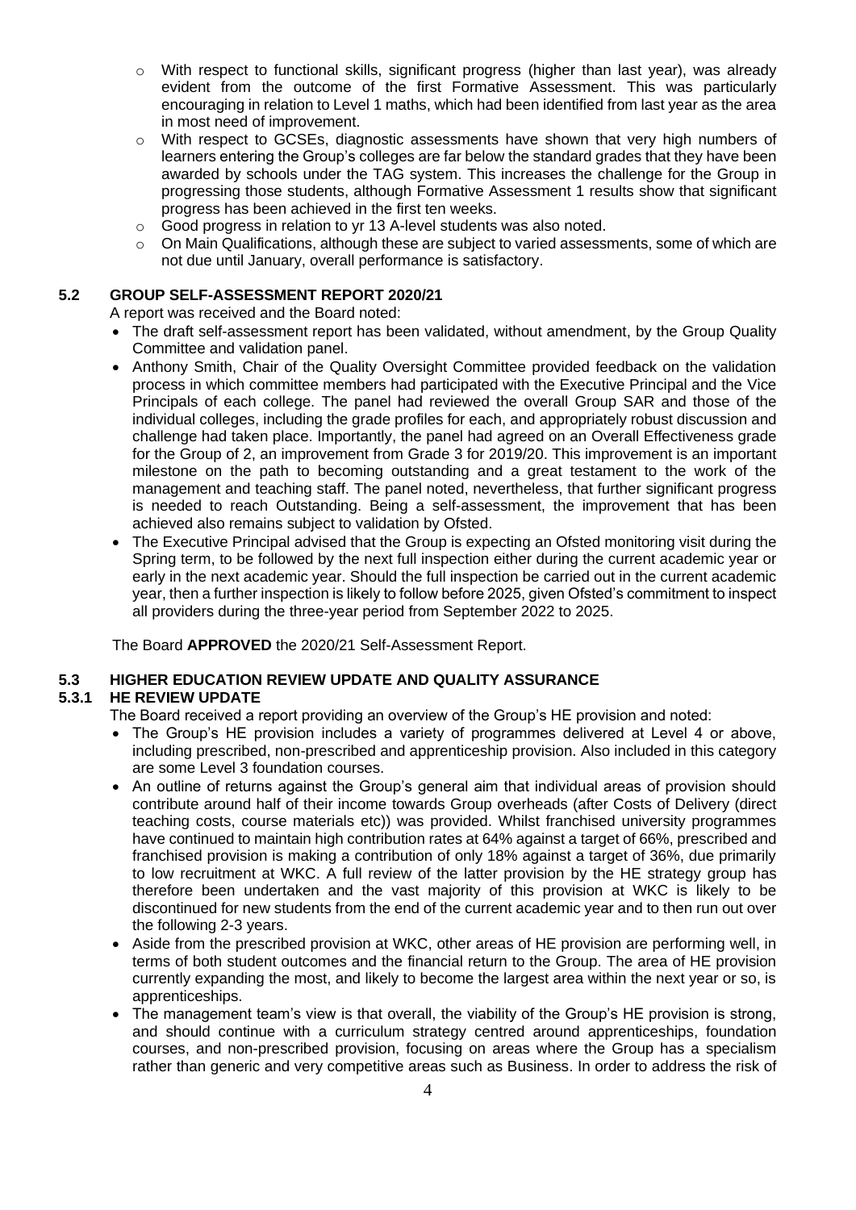- With respect to functional skills, significant progress (higher than last year), was already evident from the outcome of the first Formative Assessment. This was particularly encouraging in relation to Level 1 maths, which had been identified from last year as the area in most need of improvement.
- With respect to GCSEs, diagnostic assessments have shown that very high numbers of learners entering the Group's colleges are far below the standard grades that they have been awarded by schools under the TAG system. This increases the challenge for the Group in progressing those students, although Formative Assessment 1 results show that significant progress has been achieved in the first ten weeks.
- Good progress in relation to yr 13 A-level students was also noted.
- On Main Qualifications, although these are subject to varied assessments, some of which are not due until January, overall performance is satisfactory.

### 5.2 GROUP SELF-ASSESSMENT REPORT 2020/21

A report was received and the Board noted:

- The draft self-assessment report has been validated, without amendment, by the Group Quality Committee and validation panel.
- Anthony Smith, Chair of the Quality Oversight Committee provided feedback on the validation process in which committee members had participated with the Executive Principal and the Vice Principals of each college. The panel had reviewed the overall Group SAR and those of the individual colleges, including the grade profiles for each, and appropriately robust discussion and challenge had taken place. Importantly, the panel had agreed on an Overall Effectiveness grade for the Group of 2, an improvement from Grade 3 for 2019/20. This improvement is an important milestone on the path to becoming outstanding and a great testament to the work of the management and teaching staff. The panel noted, nevertheless, that further significant progress is needed to reach Outstanding. Being a self-assessment, the improvement that has been achieved also remains subject to validation by Ofsted.
- The Executive Principal advised that the Group is expecting an Ofsted monitoring visit during the Spring term, to be followed by the next full inspection either during the current academic year or early in the next academic year. Should the full inspection be carried out in the current academic year, then a further inspection is likely to follow before 2025, given Ofsted's commitment to inspect all providers during the three-year period from September 2022 to 2025.

The Board **APPROVED** the 2020/21 Self-Assessment Report.

### 5.3 HIGHER EDUCATION REVIEW UPDATE AND QUALITY ASSURANCE

#### 5.3.1 HE REVIEW UPDATE

The Board received a report providing an overview of the Group's HE provision and noted:

- The Group's HE provision includes a variety of programmes delivered at Level 4 or above, including prescribed, non-prescribed and apprenticeship provision. Also included in this category are some Level 3 foundation courses.
- An outline of returns against the Group's general aim that individual areas of provision should contribute around half of their income towards Group overheads (after Costs of Delivery (direct teaching costs, course materials etc)) was provided. Whilst franchised university programmes have continued to maintain high contribution rates at 64% against a target of 66%, prescribed and franchised provision is making a contribution of only 18% against a target of 36%, due primarily to low recruitment at WKC. A full review of the latter provision by the HE strategy group has therefore been undertaken and the vast majority of this provision at WKC is likely to be discontinued for new students from the end of the current academic year and to then run out over the following 2-3 years.
- Aside from the prescribed provision at WKC, other areas of HE provision are performing well, in terms of both student outcomes and the financial return to the Group. The area of HE provision currently expanding the most, and likely to become the largest area within the next year or so, is apprenticeships.
- The management team's view is that overall, the viability of the Group's HE provision is strong, and should continue with a curriculum strategy centred around apprenticeships, foundation courses, and non-prescribed provision, focusing on areas where the Group has a specialism rather than generic and very competitive areas such as Business. In order to address the risk of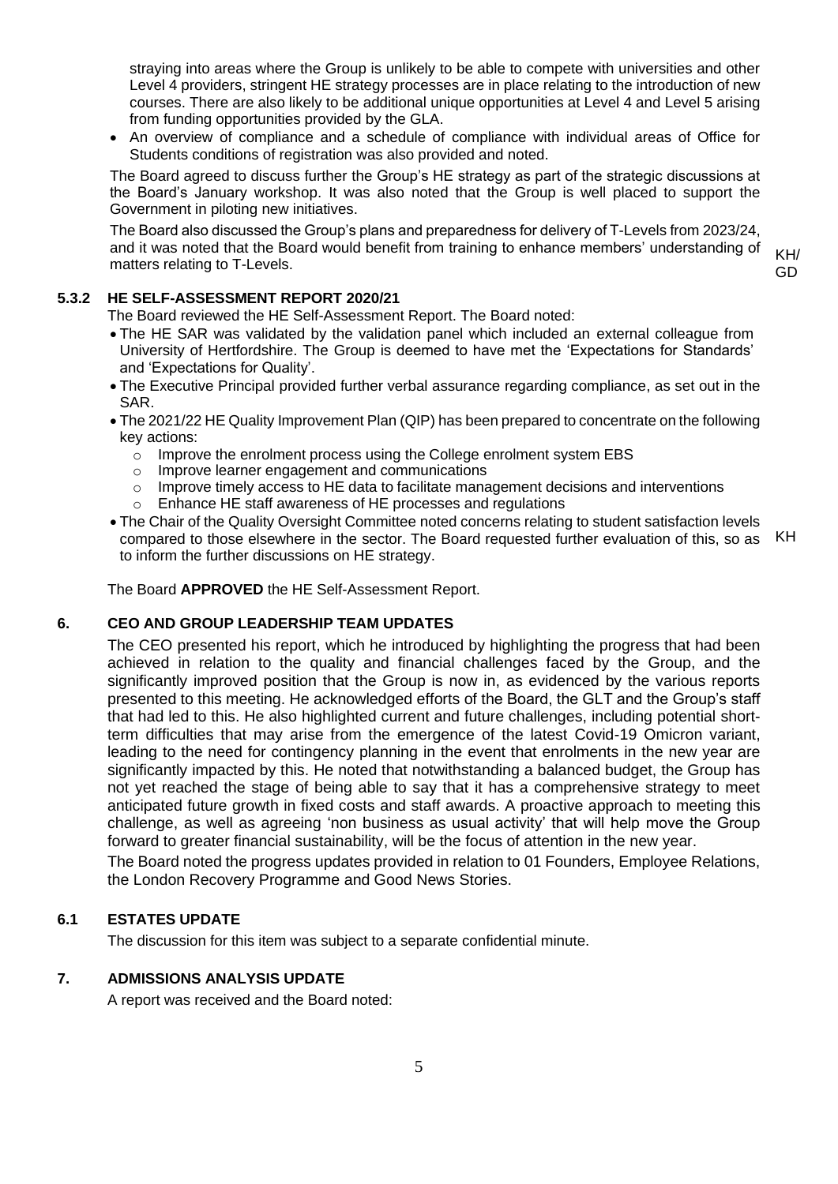straying into areas where the Group is unlikely to be able to compete with universities and other Level 4 providers, stringent HE strategy processes are in place relating to the introduction of new courses. There are also likely to be additional unique opportunities at Level 4 and Level 5 arising from funding opportunities provided by the GLA.

- An overview of compliance and a schedule of compliance with individual areas of Office for Students conditions of registration was also provided and noted.

The Board agreed to discuss further the Group's HE strategy as part of the strategic discussions at the Board's January workshop. It was also noted that the Group is well placed to support the Government in piloting new initiatives.

The Board also discussed the Group's plans and preparedness for delivery of T-Levels from 2023/24, and it was noted that the Board would benefit from training to enhance members' understanding of matters relating to T-Levels. KH/ GD

### 5.3.2 HE SELF-ASSESSMENT REPORT 2020/21

The Board reviewed the HE Self-Assessment Report. The Board noted:

- The HE SAR was validated by the validation panel which included an external colleague from University of Hertfordshire. The Group is deemed to have met the 'Expectations for Standards' and 'Expectations for Quality'.
- The Executive Principal provided further verbal assurance regarding compliance, as set out in the SAR.
- The 2021/22 HE Quality Improvement Plan (QIP) has been prepared to concentrate on the following key actions:
  - Improve the enrolment process using the College enrolment system EBS
  - Improve learner engagement and communications
  - Improve timely access to HE data to facilitate management decisions and interventions
  - Enhance HE staff awareness of HE processes and regulations
- The Chair of the Quality Oversight Committee noted concerns relating to student satisfaction levels compared to those elsewhere in the sector. The Board requested further evaluation of this, so as to inform the further discussions on HE strategy. KH

The Board **APPROVED** the HE Self-Assessment Report.

## 6. CEO AND GROUP LEADERSHIP TEAM UPDATES

The CEO presented his report, which he introduced by highlighting the progress that had been achieved in relation to the quality and financial challenges faced by the Group, and the significantly improved position that the Group is now in, as evidenced by the various reports presented to this meeting. He acknowledged efforts of the Board, the GLT and the Group's staff that had led to this. He also highlighted current and future challenges, including potential short-term difficulties that may arise from the emergence of the latest Covid-19 Omicron variant, leading to the need for contingency planning in the event that enrolments in the new year are significantly impacted by this. He noted that notwithstanding a balanced budget, the Group has not yet reached the stage of being able to say that it has a comprehensive strategy to meet anticipated future growth in fixed costs and staff awards. A proactive approach to meeting this challenge, as well as agreeing 'non business as usual activity' that will help move the Group forward to greater financial sustainability, will be the focus of attention in the new year.

The Board noted the progress updates provided in relation to 01 Founders, Employee Relations, the London Recovery Programme and Good News Stories.

### 6.1 ESTATES UPDATE

The discussion for this item was subject to a separate confidential minute.

## 7. ADMISSIONS ANALYSIS UPDATE

A report was received and the Board noted: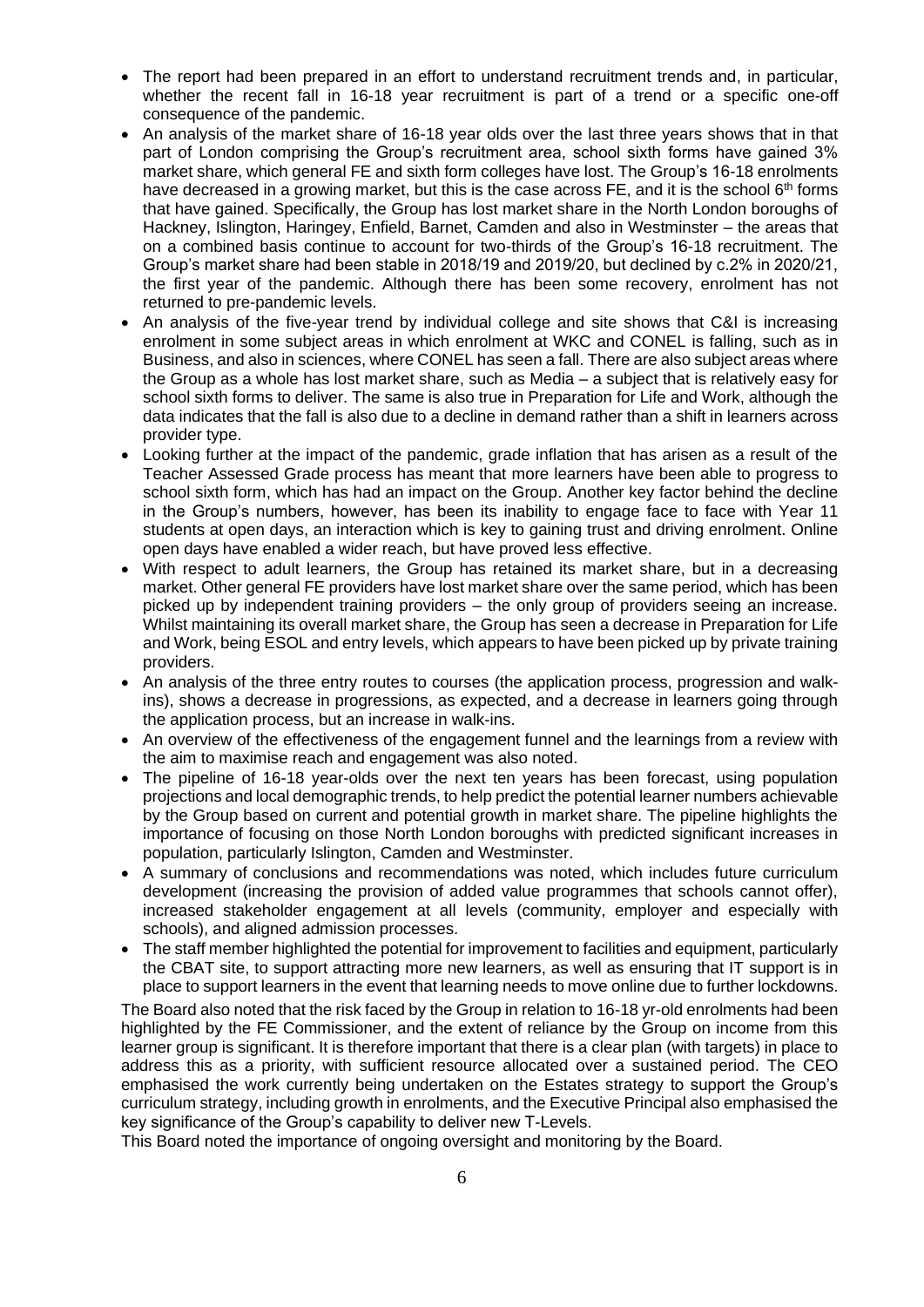- The report had been prepared in an effort to understand recruitment trends and, in particular, whether the recent fall in 16-18 year recruitment is part of a trend or a specific one-off consequence of the pandemic.
- An analysis of the market share of 16-18 year olds over the last three years shows that in that part of London comprising the Group's recruitment area, school sixth forms have gained 3% market share, which general FE and sixth form colleges have lost. The Group's 16-18 enrolments have decreased in a growing market, but this is the case across FE, and it is the school 6th forms that have gained. Specifically, the Group has lost market share in the North London boroughs of Hackney, Islington, Haringey, Enfield, Barnet, Camden and also in Westminster – the areas that on a combined basis continue to account for two-thirds of the Group's 16-18 recruitment. The Group's market share had been stable in 2018/19 and 2019/20, but declined by c.2% in 2020/21, the first year of the pandemic. Although there has been some recovery, enrolment has not returned to pre-pandemic levels.
- An analysis of the five-year trend by individual college and site shows that C&I is increasing enrolment in some subject areas in which enrolment at WKC and CONEL is falling, such as in Business, and also in sciences, where CONEL has seen a fall. There are also subject areas where the Group as a whole has lost market share, such as Media – a subject that is relatively easy for school sixth forms to deliver. The same is also true in Preparation for Life and Work, although the data indicates that the fall is also due to a decline in demand rather than a shift in learners across provider type.
- Looking further at the impact of the pandemic, grade inflation that has arisen as a result of the Teacher Assessed Grade process has meant that more learners have been able to progress to school sixth form, which has had an impact on the Group. Another key factor behind the decline in the Group's numbers, however, has been its inability to engage face to face with Year 11 students at open days, an interaction which is key to gaining trust and driving enrolment. Online open days have enabled a wider reach, but have proved less effective.
- With respect to adult learners, the Group has retained its market share, but in a decreasing market. Other general FE providers have lost market share over the same period, which has been picked up by independent training providers – the only group of providers seeing an increase. Whilst maintaining its overall market share, the Group has seen a decrease in Preparation for Life and Work, being ESOL and entry levels, which appears to have been picked up by private training providers.
- An analysis of the three entry routes to courses (the application process, progression and walk-ins), shows a decrease in progressions, as expected, and a decrease in learners going through the application process, but an increase in walk-ins.
- An overview of the effectiveness of the engagement funnel and the learnings from a review with the aim to maximise reach and engagement was also noted.
- The pipeline of 16-18 year-olds over the next ten years has been forecast, using population projections and local demographic trends, to help predict the potential learner numbers achievable by the Group based on current and potential growth in market share. The pipeline highlights the importance of focusing on those North London boroughs with predicted significant increases in population, particularly Islington, Camden and Westminster.
- A summary of conclusions and recommendations was noted, which includes future curriculum development (increasing the provision of added value programmes that schools cannot offer), increased stakeholder engagement at all levels (community, employer and especially with schools), and aligned admission processes.
- The staff member highlighted the potential for improvement to facilities and equipment, particularly the CBAT site, to support attracting more new learners, as well as ensuring that IT support is in place to support learners in the event that learning needs to move online due to further lockdowns.

The Board also noted that the risk faced by the Group in relation to 16-18 yr-old enrolments had been highlighted by the FE Commissioner, and the extent of reliance by the Group on income from this learner group is significant. It is therefore important that there is a clear plan (with targets) in place to address this as a priority, with sufficient resource allocated over a sustained period. The CEO emphasised the work currently being undertaken on the Estates strategy to support the Group's curriculum strategy, including growth in enrolments, and the Executive Principal also emphasised the key significance of the Group's capability to deliver new T-Levels.

This Board noted the importance of ongoing oversight and monitoring by the Board.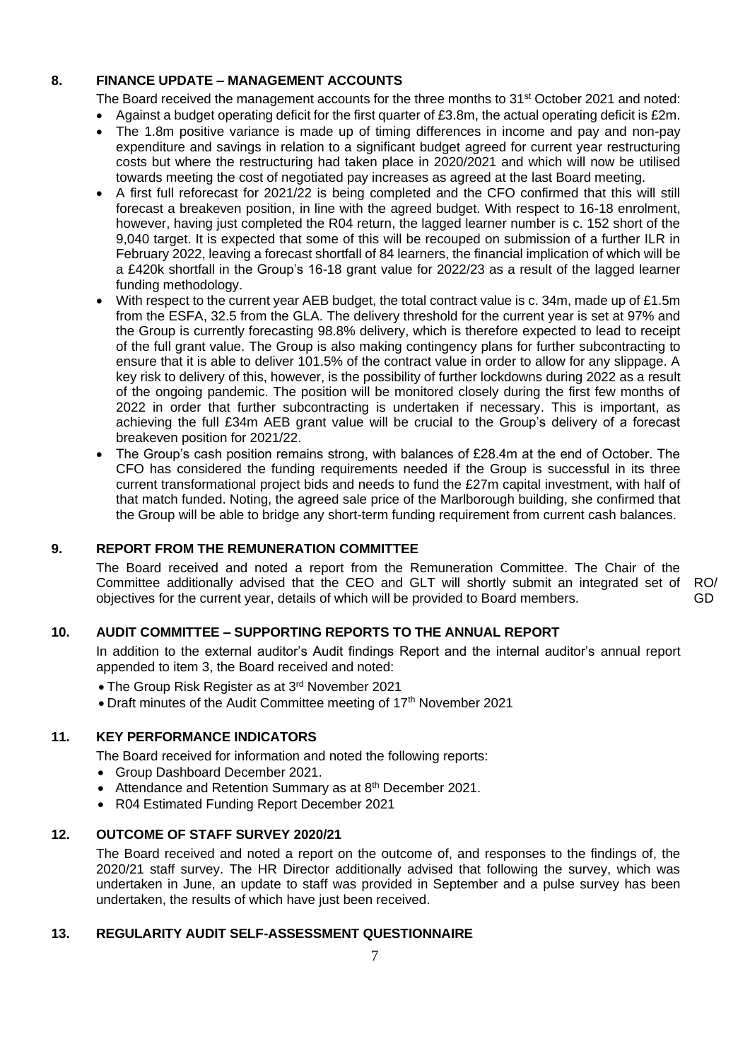## 8. FINANCE UPDATE – MANAGEMENT ACCOUNTS

The Board received the management accounts for the three months to 31st October 2021 and noted:

- Against a budget operating deficit for the first quarter of £3.8m, the actual operating deficit is £2m.
- The 1.8m positive variance is made up of timing differences in income and pay and non-pay expenditure and savings in relation to a significant budget agreed for current year restructuring costs but where the restructuring had taken place in 2020/2021 and which will now be utilised towards meeting the cost of negotiated pay increases as agreed at the last Board meeting.
- A first full reforecast for 2021/22 is being completed and the CFO confirmed that this will still forecast a breakeven position, in line with the agreed budget. With respect to 16-18 enrolment, however, having just completed the R04 return, the lagged learner number is c. 152 short of the 9,040 target. It is expected that some of this will be recouped on submission of a further ILR in February 2022, leaving a forecast shortfall of 84 learners, the financial implication of which will be a £420k shortfall in the Group's 16-18 grant value for 2022/23 as a result of the lagged learner funding methodology.
- With respect to the current year AEB budget, the total contract value is c. 34m, made up of £1.5m from the ESFA, 32.5 from the GLA. The delivery threshold for the current year is set at 97% and the Group is currently forecasting 98.8% delivery, which is therefore expected to lead to receipt of the full grant value. The Group is also making contingency plans for further subcontracting to ensure that it is able to deliver 101.5% of the contract value in order to allow for any slippage. A key risk to delivery of this, however, is the possibility of further lockdowns during 2022 as a result of the ongoing pandemic. The position will be monitored closely during the first few months of 2022 in order that further subcontracting is undertaken if necessary. This is important, as achieving the full £34m AEB grant value will be crucial to the Group's delivery of a forecast breakeven position for 2021/22.
- The Group's cash position remains strong, with balances of £28.4m at the end of October. The CFO has considered the funding requirements needed if the Group is successful in its three current transformational project bids and needs to fund the £27m capital investment, with half of that match funded. Noting, the agreed sale price of the Marlborough building, she confirmed that the Group will be able to bridge any short-term funding requirement from current cash balances.

## 9. REPORT FROM THE REMUNERATION COMMITTEE

The Board received and noted a report from the Remuneration Committee. The Chair of the Committee additionally advised that the CEO and GLT will shortly submit an integrated set of objectives for the current year, details of which will be provided to Board members. RO/GD

## 10. AUDIT COMMITTEE – SUPPORTING REPORTS TO THE ANNUAL REPORT

In addition to the external auditor's Audit findings Report and the internal auditor's annual report appended to item 3, the Board received and noted:

- The Group Risk Register as at 3rd November 2021
- Draft minutes of the Audit Committee meeting of 17th November 2021

## 11. KEY PERFORMANCE INDICATORS

The Board received for information and noted the following reports:

- Group Dashboard December 2021.
- Attendance and Retention Summary as at 8th December 2021.
- R04 Estimated Funding Report December 2021

## 12. OUTCOME OF STAFF SURVEY 2020/21

The Board received and noted a report on the outcome of, and responses to the findings of, the 2020/21 staff survey. The HR Director additionally advised that following the survey, which was undertaken in June, an update to staff was provided in September and a pulse survey has been undertaken, the results of which have just been received.

## 13. REGULARITY AUDIT SELF-ASSESSMENT QUESTIONNAIRE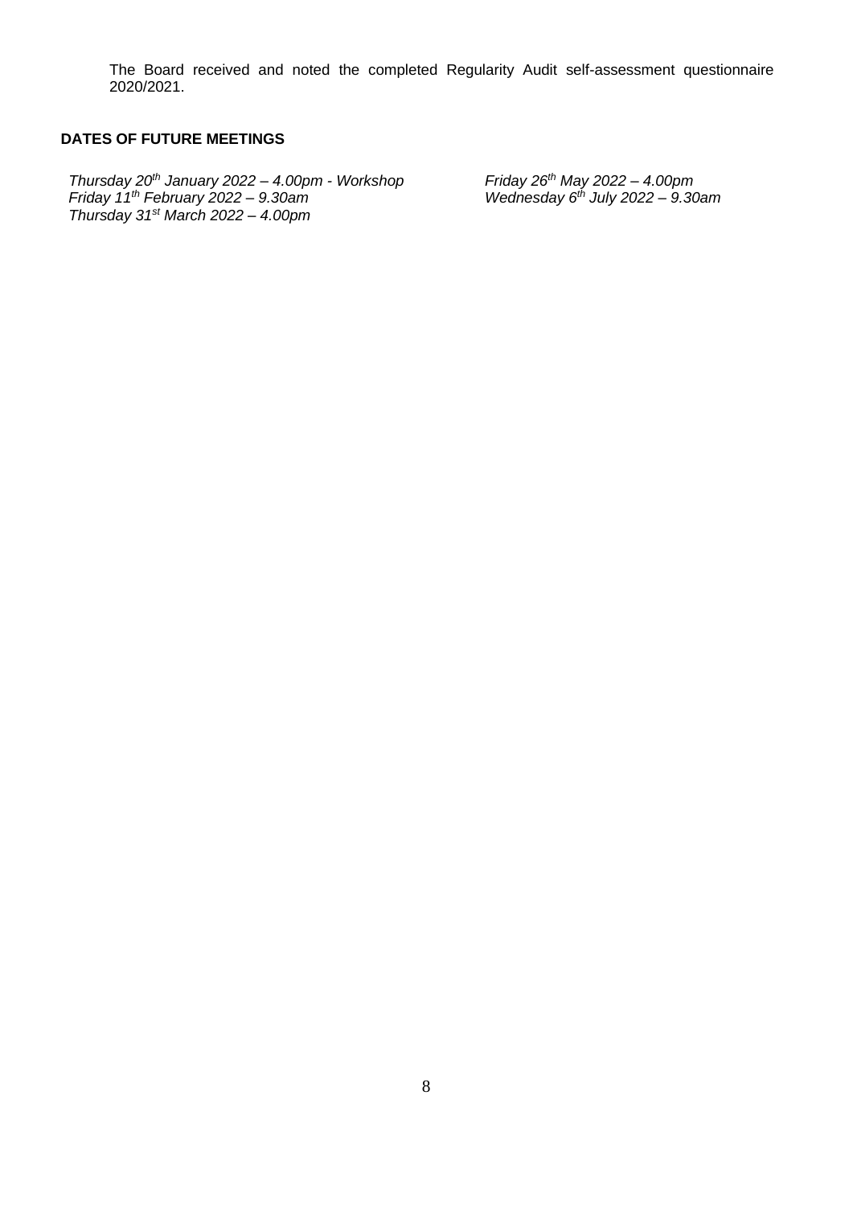The Board received and noted the completed Regularity Audit self-assessment questionnaire 2020/2021.

**DATES OF FUTURE MEETINGS**

*Thursday 20th January 2022 – 4.00pm - Workshop*
*Friday 11th February 2022 – 9.30am*
*Thursday 31st March 2022 – 4.00pm*
*Friday 26th May 2022 – 4.00pm*
*Wednesday 6th July 2022 – 9.30am*